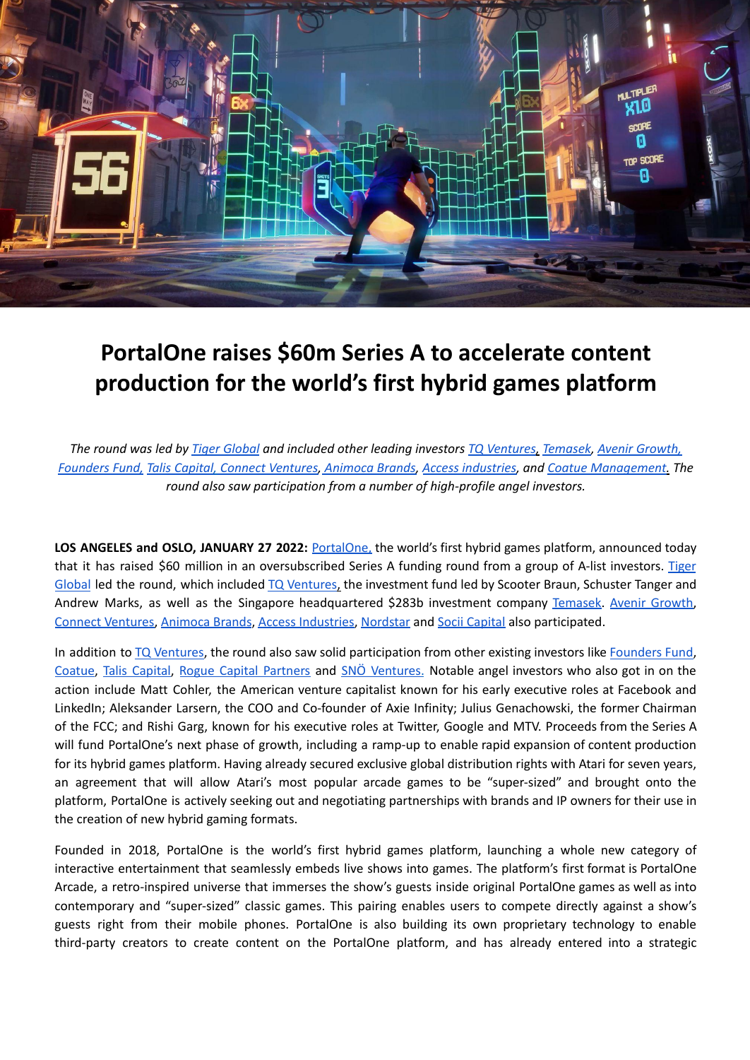# PortalOne raises $60m Series A to accelerate content production for the world's first hybrid games platform

*The round was led by [Tiger Global](#) and included other leading investors [TQ Ventures](#), [Temasek](#), [Avenir Growth](#), [Founders Fund](#), [Talis Capital](#), [Connect Ventures](#), [Animoca Brands](#), [Access industries](#), and [Coatue Management](#). The round also saw participation from a number of high-profile angel investors.*

**LOS ANGELES and OSLO, JANUARY 27 2022:** [PortalOne](#), the world's first hybrid games platform, announced today that it has raised $60 million in an oversubscribed Series A funding round from a group of A-list investors. [Tiger Global](#) led the round, which included [TQ Ventures](#), the investment fund led by Scooter Braun, Schuster Tanger and Andrew Marks, as well as the Singapore headquartered $283b investment company [Temasek](#). [Avenir Growth](#), [Connect Ventures](#), [Animoca Brands](#), [Access Industries](#), [Nordstar](#) and [Socii Capital](#) also participated.

In addition to [TQ Ventures](#), the round also saw solid participation from other existing investors like [Founders Fund](#), [Coatue](#), [Talis Capital](#), [Rogue Capital Partners](#) and [SNÖ Ventures](#). Notable angel investors who also got in on the action include Matt Cohler, the American venture capitalist known for his early executive roles at Facebook and LinkedIn; Aleksander Larsern, the COO and Co-founder of Axie Infinity; Julius Genachowski, the former Chairman of the FCC; and Rishi Garg, known for his executive roles at Twitter, Google and MTV. Proceeds from the Series A will fund PortalOne's next phase of growth, including a ramp-up to enable rapid expansion of content production for its hybrid games platform. Having already secured exclusive global distribution rights with Atari for seven years, an agreement that will allow Atari's most popular arcade games to be "super-sized" and brought onto the platform, PortalOne is actively seeking out and negotiating partnerships with brands and IP owners for their use in the creation of new hybrid gaming formats.

Founded in 2018, PortalOne is the world's first hybrid games platform, launching a whole new category of interactive entertainment that seamlessly embeds live shows into games. The platform's first format is PortalOne Arcade, a retro-inspired universe that immerses the show's guests inside original PortalOne games as well as into contemporary and "super-sized" classic games. This pairing enables users to compete directly against a show's guests right from their mobile phones. PortalOne is also building its own proprietary technology to enable third-party creators to create content on the PortalOne platform, and has already entered into a strategic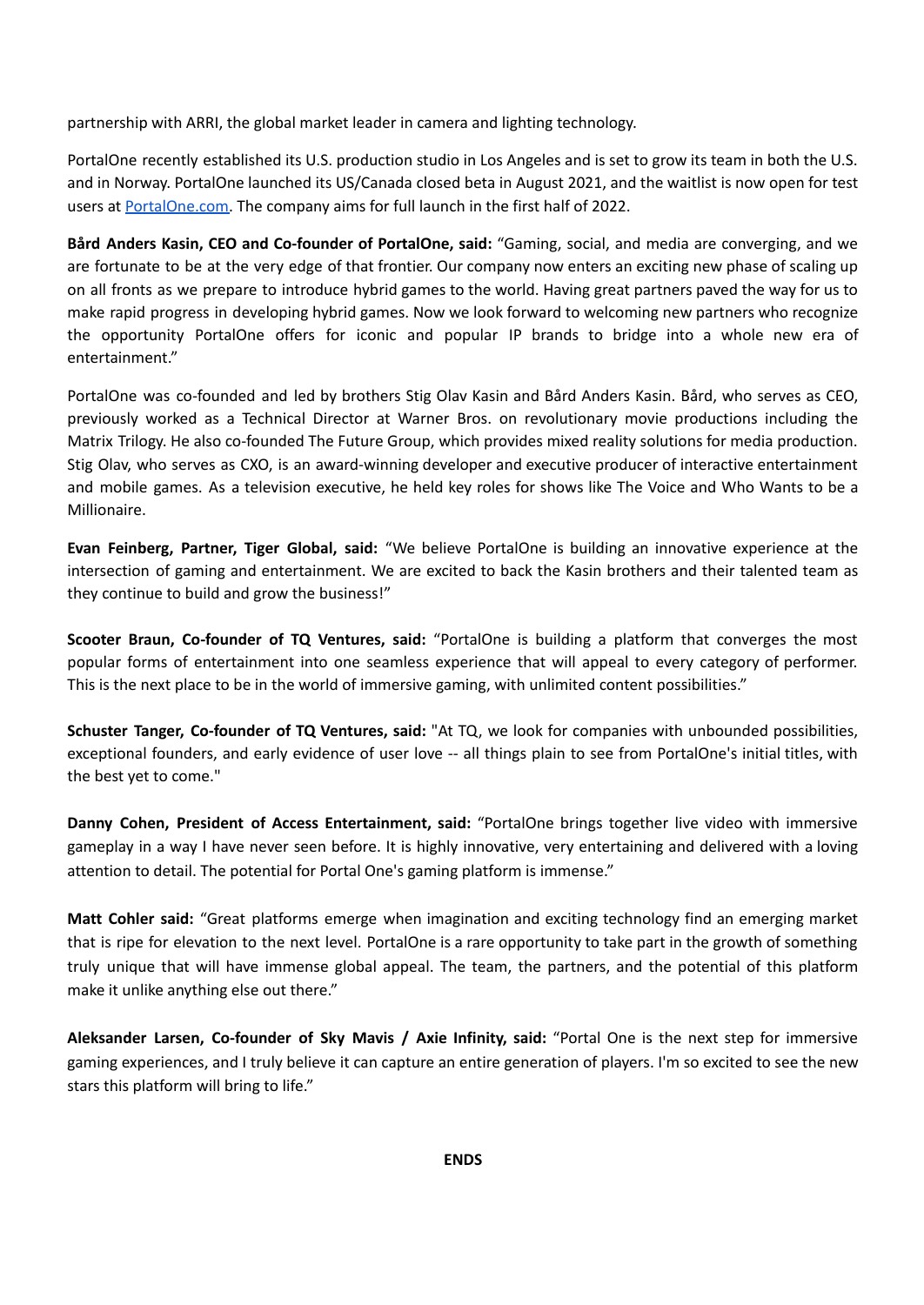partnership with ARRI, the global market leader in camera and lighting technology.

PortalOne recently established its U.S. production studio in Los Angeles and is set to grow its team in both the U.S. and in Norway. PortalOne launched its US/Canada closed beta in August 2021, and the waitlist is now open for test users at [PortalOne.com](PortalOne.com). The company aims for full launch in the first half of 2022.

**Bård Anders Kasin, CEO and Co-founder of PortalOne, said:** "Gaming, social, and media are converging, and we are fortunate to be at the very edge of that frontier. Our company now enters an exciting new phase of scaling up on all fronts as we prepare to introduce hybrid games to the world. Having great partners paved the way for us to make rapid progress in developing hybrid games. Now we look forward to welcoming new partners who recognize the opportunity PortalOne offers for iconic and popular IP brands to bridge into a whole new era of entertainment."

PortalOne was co-founded and led by brothers Stig Olav Kasin and Bård Anders Kasin. Bård, who serves as CEO, previously worked as a Technical Director at Warner Bros. on revolutionary movie productions including the Matrix Trilogy. He also co-founded The Future Group, which provides mixed reality solutions for media production. Stig Olav, who serves as CXO, is an award-winning developer and executive producer of interactive entertainment and mobile games. As a television executive, he held key roles for shows like The Voice and Who Wants to be a Millionaire.

**Evan Feinberg, Partner, Tiger Global, said:** "We believe PortalOne is building an innovative experience at the intersection of gaming and entertainment. We are excited to back the Kasin brothers and their talented team as they continue to build and grow the business!"

**Scooter Braun, Co-founder of TQ Ventures, said:** "PortalOne is building a platform that converges the most popular forms of entertainment into one seamless experience that will appeal to every category of performer. This is the next place to be in the world of immersive gaming, with unlimited content possibilities."

**Schuster Tanger, Co-founder of TQ Ventures, said:** "At TQ, we look for companies with unbounded possibilities, exceptional founders, and early evidence of user love -- all things plain to see from PortalOne's initial titles, with the best yet to come."

**Danny Cohen, President of Access Entertainment, said:** "PortalOne brings together live video with immersive gameplay in a way I have never seen before. It is highly innovative, very entertaining and delivered with a loving attention to detail. The potential for Portal One's gaming platform is immense."

**Matt Cohler said:** "Great platforms emerge when imagination and exciting technology find an emerging market that is ripe for elevation to the next level. PortalOne is a rare opportunity to take part in the growth of something truly unique that will have immense global appeal. The team, the partners, and the potential of this platform make it unlike anything else out there."

**Aleksander Larsen, Co-founder of Sky Mavis / Axie Infinity, said:** "Portal One is the next step for immersive gaming experiences, and I truly believe it can capture an entire generation of players. I'm so excited to see the new stars this platform will bring to life."

**ENDS**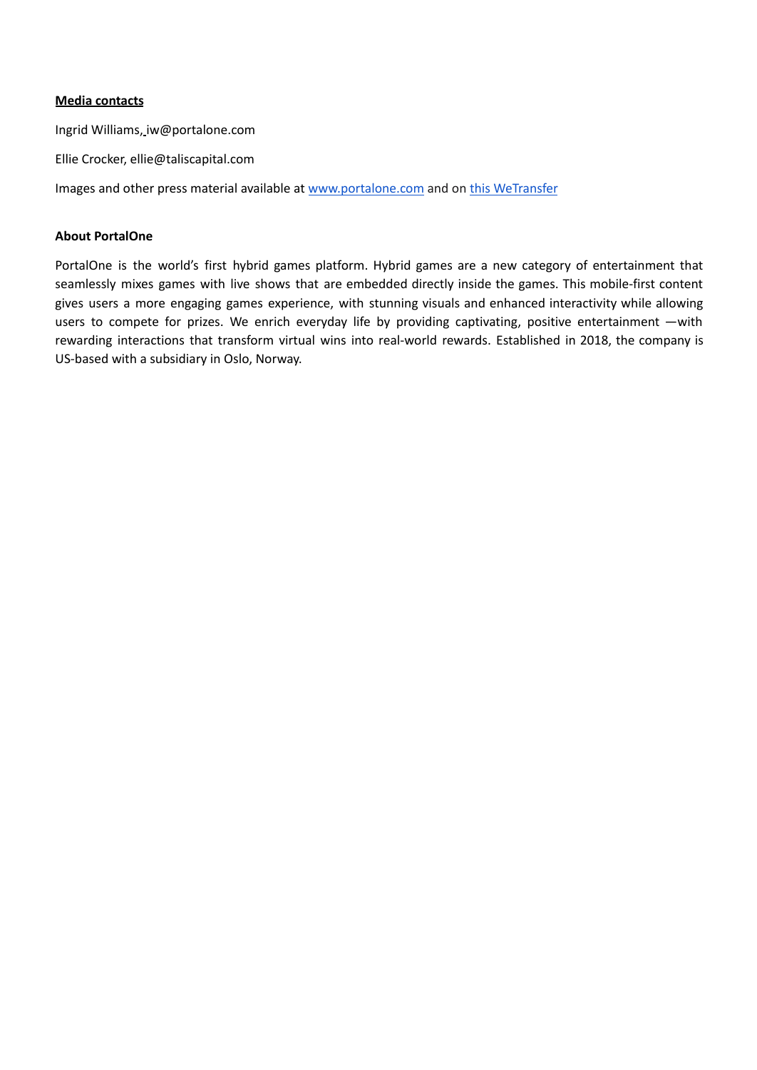**Media contacts**

Ingrid Williams, iw@portalone.com

Ellie Crocker, ellie@taliscapital.com

Images and other press material available at [www.portalone.com](www.portalone.com) and on [this WeTransfer]()

**About PortalOne**

PortalOne is the world's first hybrid games platform. Hybrid games are a new category of entertainment that seamlessly mixes games with live shows that are embedded directly inside the games. This mobile-first content gives users a more engaging games experience, with stunning visuals and enhanced interactivity while allowing users to compete for prizes. We enrich everyday life by providing captivating, positive entertainment —with rewarding interactions that transform virtual wins into real-world rewards. Established in 2018, the company is US-based with a subsidiary in Oslo, Norway.